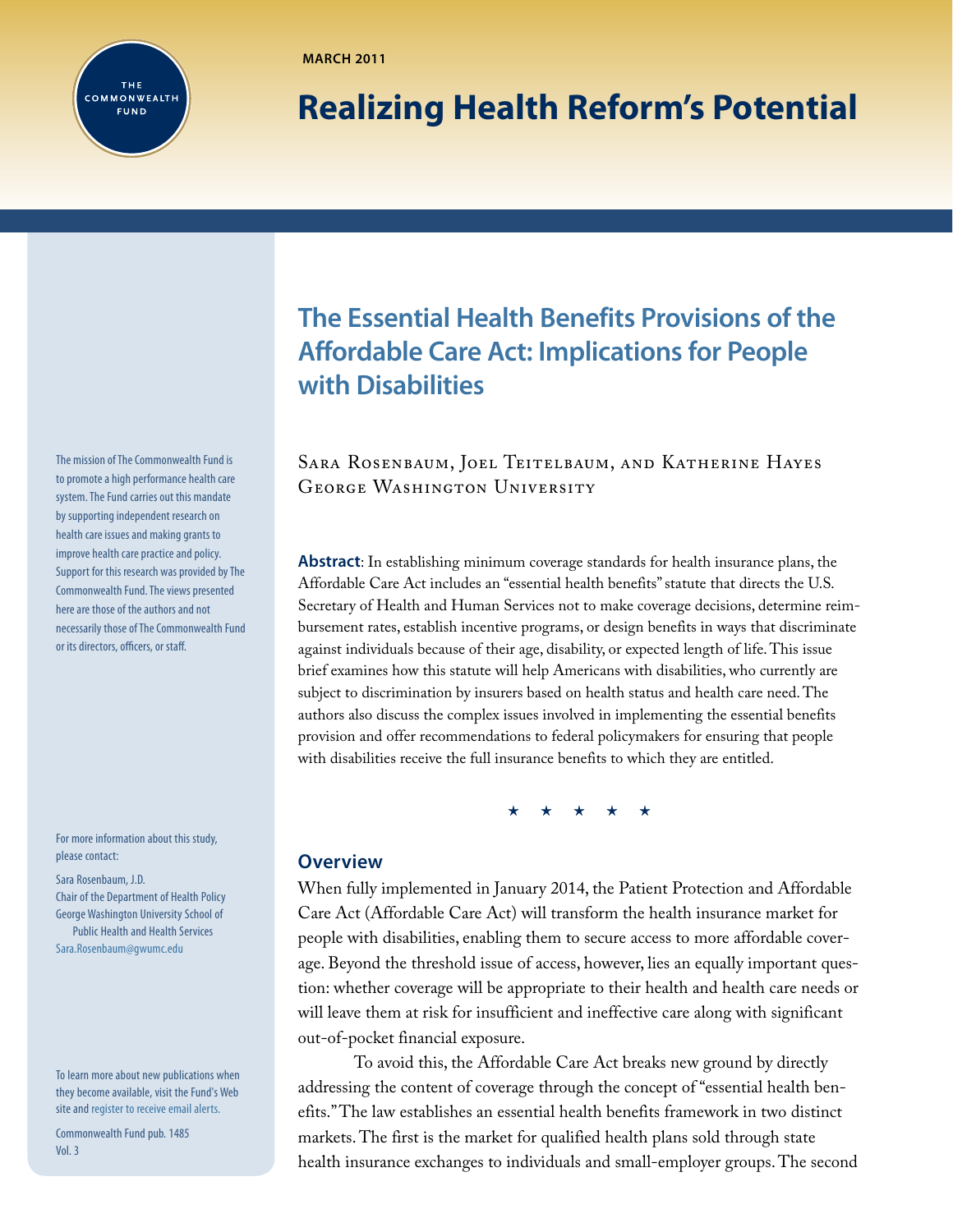MARCH 2011

# Realizing Health Reform's Potential

## The Essential Health Benefits Provisions of the Affordable Care Act: Implications for People with Disabilities

Sara Rosenbaum, Joel Teitelbaum, and Katherine Hayes
George Washington University

**Abstract**: In establishing minimum coverage standards for health insurance plans, the Affordable Care Act includes an "essential health benefits" statute that directs the U.S. Secretary of Health and Human Services not to make coverage decisions, determine reimbursement rates, establish incentive programs, or design benefits in ways that discriminate against individuals because of their age, disability, or expected length of life. This issue brief examines how this statute will help Americans with disabilities, who currently are subject to discrimination by insurers based on health status and health care need. The authors also discuss the complex issues involved in implementing the essential benefits provision and offer recommendations to federal policymakers for ensuring that people with disabilities receive the full insurance benefits to which they are entitled.

★ ★ ★ ★ ★

### Overview

When fully implemented in January 2014, the Patient Protection and Affordable Care Act (Affordable Care Act) will transform the health insurance market for people with disabilities, enabling them to secure access to more affordable coverage. Beyond the threshold issue of access, however, lies an equally important question: whether coverage will be appropriate to their health and health care needs or will leave them at risk for insufficient and ineffective care along with significant out-of-pocket financial exposure.

To avoid this, the Affordable Care Act breaks new ground by directly addressing the content of coverage through the concept of "essential health benefits." The law establishes an essential health benefits framework in two distinct markets. The first is the market for qualified health plans sold through state health insurance exchanges to individuals and small-employer groups. The second

The mission of The Commonwealth Fund is to promote a high performance health care system. The Fund carries out this mandate by supporting independent research on health care issues and making grants to improve health care practice and policy. Support for this research was provided by The Commonwealth Fund. The views presented here are those of the authors and not necessarily those of The Commonwealth Fund or its directors, officers, or staff.

For more information about this study, please contact:

Sara Rosenbaum, J.D.
Chair of the Department of Health Policy
George Washington University School of Public Health and Health Services
Sara.Rosenbaum@gwumc.edu

To learn more about new publications when they become available, visit the Fund's Web site and register to receive email alerts.

Commonwealth Fund pub. 1485
Vol. 3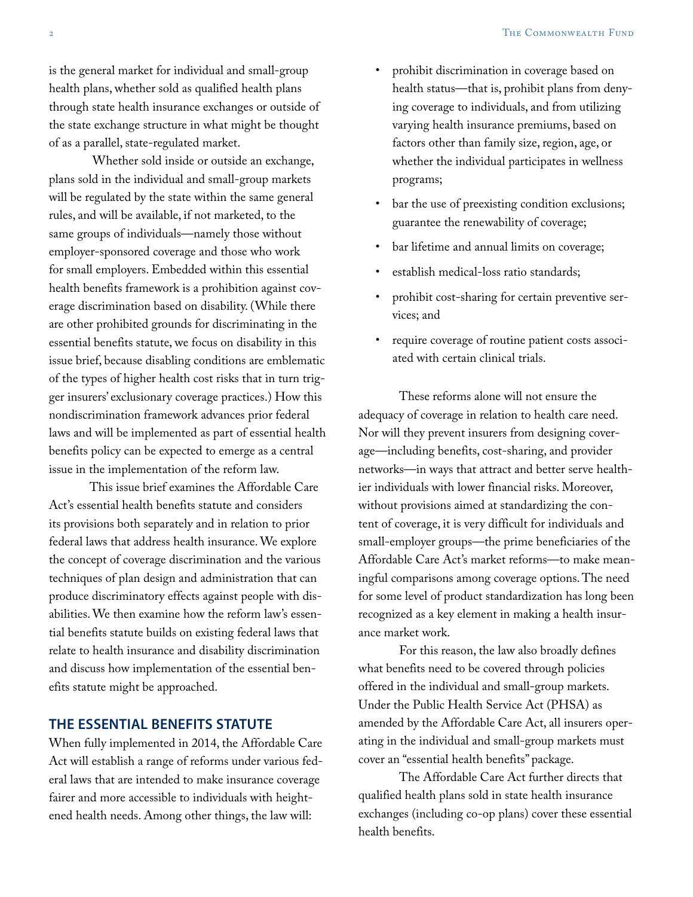is the general market for individual and small-group health plans, whether sold as qualified health plans through state health insurance exchanges or outside of the state exchange structure in what might be thought of as a parallel, state-regulated market.

Whether sold inside or outside an exchange, plans sold in the individual and small-group markets will be regulated by the state within the same general rules, and will be available, if not marketed, to the same groups of individuals—namely those without employer-sponsored coverage and those who work for small employers. Embedded within this essential health benefits framework is a prohibition against coverage discrimination based on disability. (While there are other prohibited grounds for discriminating in the essential benefits statute, we focus on disability in this issue brief, because disabling conditions are emblematic of the types of higher health cost risks that in turn trigger insurers' exclusionary coverage practices.) How this nondiscrimination framework advances prior federal laws and will be implemented as part of essential health benefits policy can be expected to emerge as a central issue in the implementation of the reform law.

This issue brief examines the Affordable Care Act's essential health benefits statute and considers its provisions both separately and in relation to prior federal laws that address health insurance. We explore the concept of coverage discrimination and the various techniques of plan design and administration that can produce discriminatory effects against people with disabilities. We then examine how the reform law's essential benefits statute builds on existing federal laws that relate to health insurance and disability discrimination and discuss how implementation of the essential benefits statute might be approached.

## THE ESSENTIAL BENEFITS STATUTE

When fully implemented in 2014, the Affordable Care Act will establish a range of reforms under various federal laws that are intended to make insurance coverage fairer and more accessible to individuals with heightened health needs. Among other things, the law will:

- prohibit discrimination in coverage based on health status—that is, prohibit plans from denying coverage to individuals, and from utilizing varying health insurance premiums, based on factors other than family size, region, age, or whether the individual participates in wellness programs;
- bar the use of preexisting condition exclusions; guarantee the renewability of coverage;
- bar lifetime and annual limits on coverage;
- establish medical-loss ratio standards;
- prohibit cost-sharing for certain preventive services; and
- require coverage of routine patient costs associated with certain clinical trials.

These reforms alone will not ensure the adequacy of coverage in relation to health care need. Nor will they prevent insurers from designing coverage—including benefits, cost-sharing, and provider networks—in ways that attract and better serve healthier individuals with lower financial risks. Moreover, without provisions aimed at standardizing the content of coverage, it is very difficult for individuals and small-employer groups—the prime beneficiaries of the Affordable Care Act's market reforms—to make meaningful comparisons among coverage options. The need for some level of product standardization has long been recognized as a key element in making a health insurance market work.

For this reason, the law also broadly defines what benefits need to be covered through policies offered in the individual and small-group markets. Under the Public Health Service Act (PHSA) as amended by the Affordable Care Act, all insurers operating in the individual and small-group markets must cover an "essential health benefits" package.

The Affordable Care Act further directs that qualified health plans sold in state health insurance exchanges (including co-op plans) cover these essential health benefits.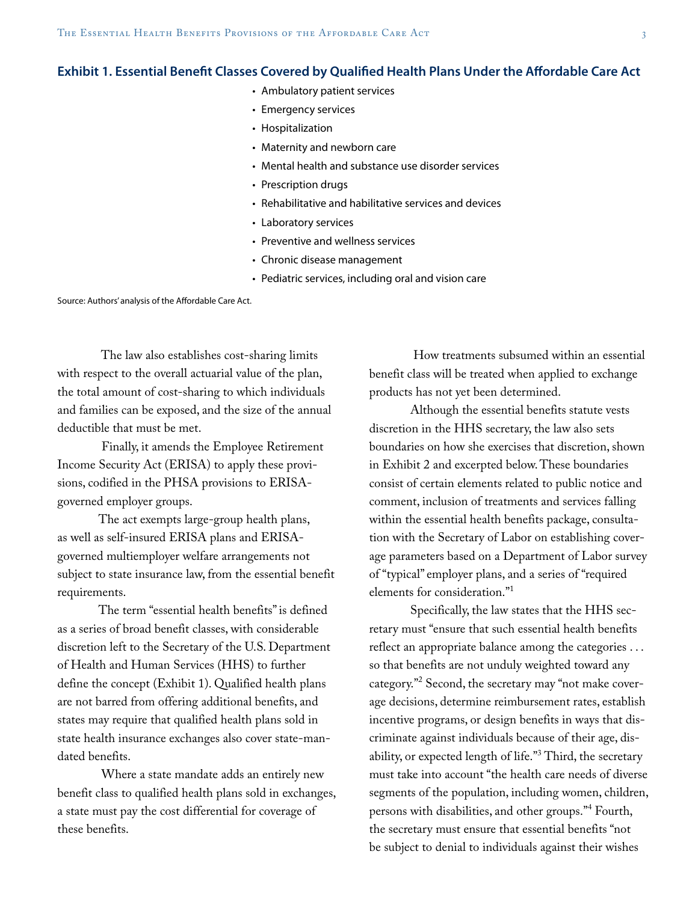**Exhibit 1. Essential Benefit Classes Covered by Qualified Health Plans Under the Affordable Care Act**

- Ambulatory patient services
- Emergency services
- Hospitalization
- Maternity and newborn care
- Mental health and substance use disorder services
- Prescription drugs
- Rehabilitative and habilitative services and devices
- Laboratory services
- Preventive and wellness services
- Chronic disease management
- Pediatric services, including oral and vision care

Source: Authors' analysis of the Affordable Care Act.

The law also establishes cost-sharing limits with respect to the overall actuarial value of the plan, the total amount of cost-sharing to which individuals and families can be exposed, and the size of the annual deductible that must be met.

Finally, it amends the Employee Retirement Income Security Act (ERISA) to apply these provisions, codified in the PHSA provisions to ERISA-governed employer groups.

The act exempts large-group health plans, as well as self-insured ERISA plans and ERISA-governed multiemployer welfare arrangements not subject to state insurance law, from the essential benefit requirements.

The term "essential health benefits" is defined as a series of broad benefit classes, with considerable discretion left to the Secretary of the U.S. Department of Health and Human Services (HHS) to further define the concept (Exhibit 1). Qualified health plans are not barred from offering additional benefits, and states may require that qualified health plans sold in state health insurance exchanges also cover state-mandated benefits.

Where a state mandate adds an entirely new benefit class to qualified health plans sold in exchanges, a state must pay the cost differential for coverage of these benefits.

How treatments subsumed within an essential benefit class will be treated when applied to exchange products has not yet been determined.

Although the essential benefits statute vests discretion in the HHS secretary, the law also sets boundaries on how she exercises that discretion, shown in Exhibit 2 and excerpted below. These boundaries consist of certain elements related to public notice and comment, inclusion of treatments and services falling within the essential health benefits package, consultation with the Secretary of Labor on establishing coverage parameters based on a Department of Labor survey of "typical" employer plans, and a series of "required elements for consideration."[1]

Specifically, the law states that the HHS secretary must "ensure that such essential health benefits reflect an appropriate balance among the categories . . . so that benefits are not unduly weighted toward any category."[2] Second, the secretary may "not make coverage decisions, determine reimbursement rates, establish incentive programs, or design benefits in ways that discriminate against individuals because of their age, disability, or expected length of life."[3] Third, the secretary must take into account "the health care needs of diverse segments of the population, including women, children, persons with disabilities, and other groups."[4] Fourth, the secretary must ensure that essential benefits "not be subject to denial to individuals against their wishes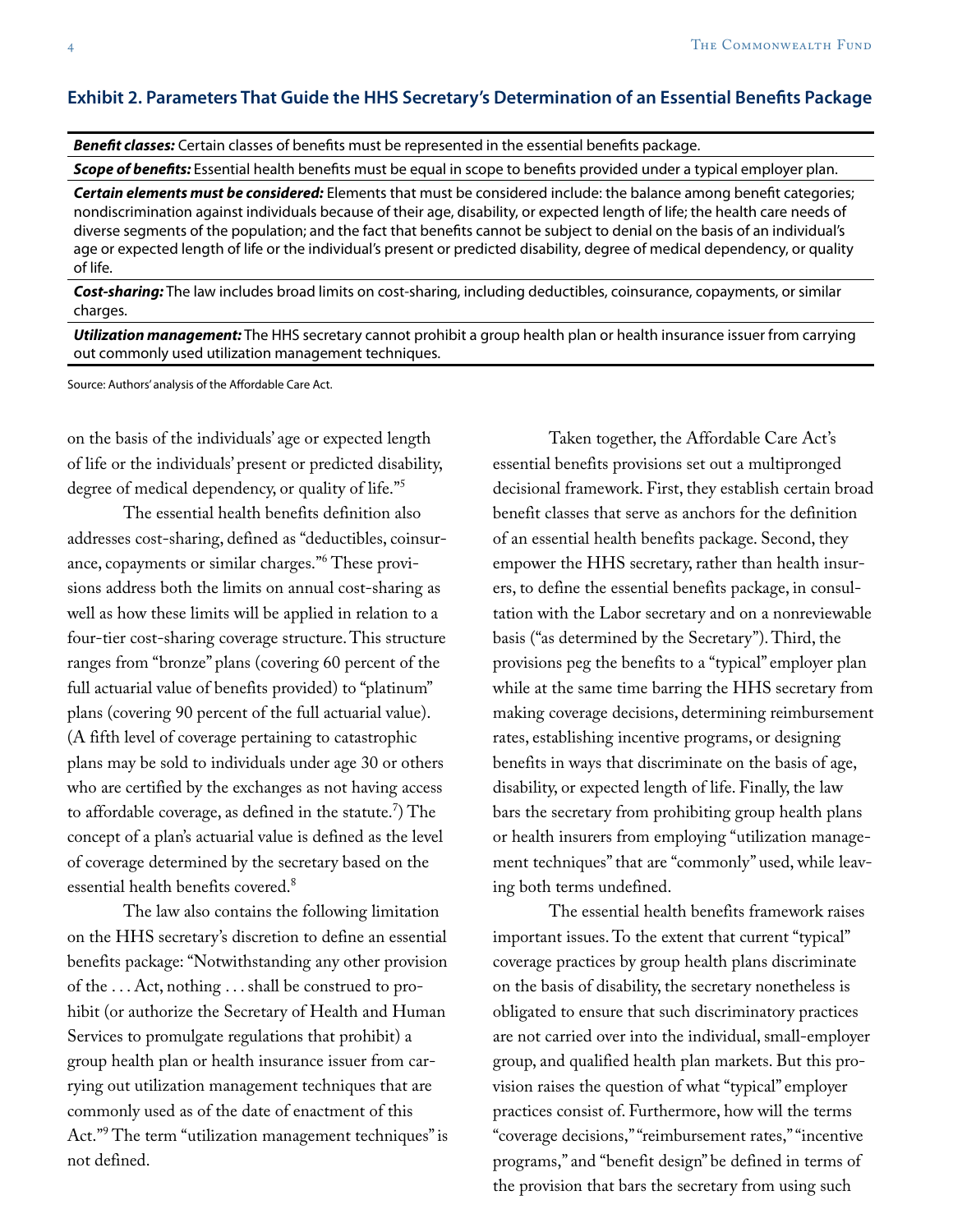### Exhibit 2. Parameters That Guide the HHS Secretary's Determination of an Essential Benefits Package

***Benefit classes:*** Certain classes of benefits must be represented in the essential benefits package.

***Scope of benefits:*** Essential health benefits must be equal in scope to benefits provided under a typical employer plan.

***Certain elements must be considered:*** Elements that must be considered include: the balance among benefit categories; nondiscrimination against individuals because of their age, disability, or expected length of life; the health care needs of diverse segments of the population; and the fact that benefits cannot be subject to denial on the basis of an individual's age or expected length of life or the individual's present or predicted disability, degree of medical dependency, or quality of life.

***Cost-sharing:*** The law includes broad limits on cost-sharing, including deductibles, coinsurance, copayments, or similar charges.

***Utilization management:*** The HHS secretary cannot prohibit a group health plan or health insurance issuer from carrying out commonly used utilization management techniques.

Source: Authors' analysis of the Affordable Care Act.

on the basis of the individuals' age or expected length of life or the individuals' present or predicted disability, degree of medical dependency, or quality of life."[5]

The essential health benefits definition also addresses cost-sharing, defined as "deductibles, coinsurance, copayments or similar charges."[6] These provisions address both the limits on annual cost-sharing as well as how these limits will be applied in relation to a four-tier cost-sharing coverage structure. This structure ranges from "bronze" plans (covering 60 percent of the full actuarial value of benefits provided) to "platinum" plans (covering 90 percent of the full actuarial value). (A fifth level of coverage pertaining to catastrophic plans may be sold to individuals under age 30 or others who are certified by the exchanges as not having access to affordable coverage, as defined in the statute.[7]) The concept of a plan's actuarial value is defined as the level of coverage determined by the secretary based on the essential health benefits covered.[8]

The law also contains the following limitation on the HHS secretary's discretion to define an essential benefits package: "Notwithstanding any other provision of the . . . Act, nothing . . . shall be construed to prohibit (or authorize the Secretary of Health and Human Services to promulgate regulations that prohibit) a group health plan or health insurance issuer from carrying out utilization management techniques that are commonly used as of the date of enactment of this Act."[9] The term "utilization management techniques" is not defined.

Taken together, the Affordable Care Act's essential benefits provisions set out a multipronged decisional framework. First, they establish certain broad benefit classes that serve as anchors for the definition of an essential health benefits package. Second, they empower the HHS secretary, rather than health insurers, to define the essential benefits package, in consultation with the Labor secretary and on a nonreviewable basis ("as determined by the Secretary"). Third, the provisions peg the benefits to a "typical" employer plan while at the same time barring the HHS secretary from making coverage decisions, determining reimbursement rates, establishing incentive programs, or designing benefits in ways that discriminate on the basis of age, disability, or expected length of life. Finally, the law bars the secretary from prohibiting group health plans or health insurers from employing "utilization management techniques" that are "commonly" used, while leaving both terms undefined.

The essential health benefits framework raises important issues. To the extent that current "typical" coverage practices by group health plans discriminate on the basis of disability, the secretary nonetheless is obligated to ensure that such discriminatory practices are not carried over into the individual, small-employer group, and qualified health plan markets. But this provision raises the question of what "typical" employer practices consist of. Furthermore, how will the terms "coverage decisions," "reimbursement rates," "incentive programs," and "benefit design" be defined in terms of the provision that bars the secretary from using such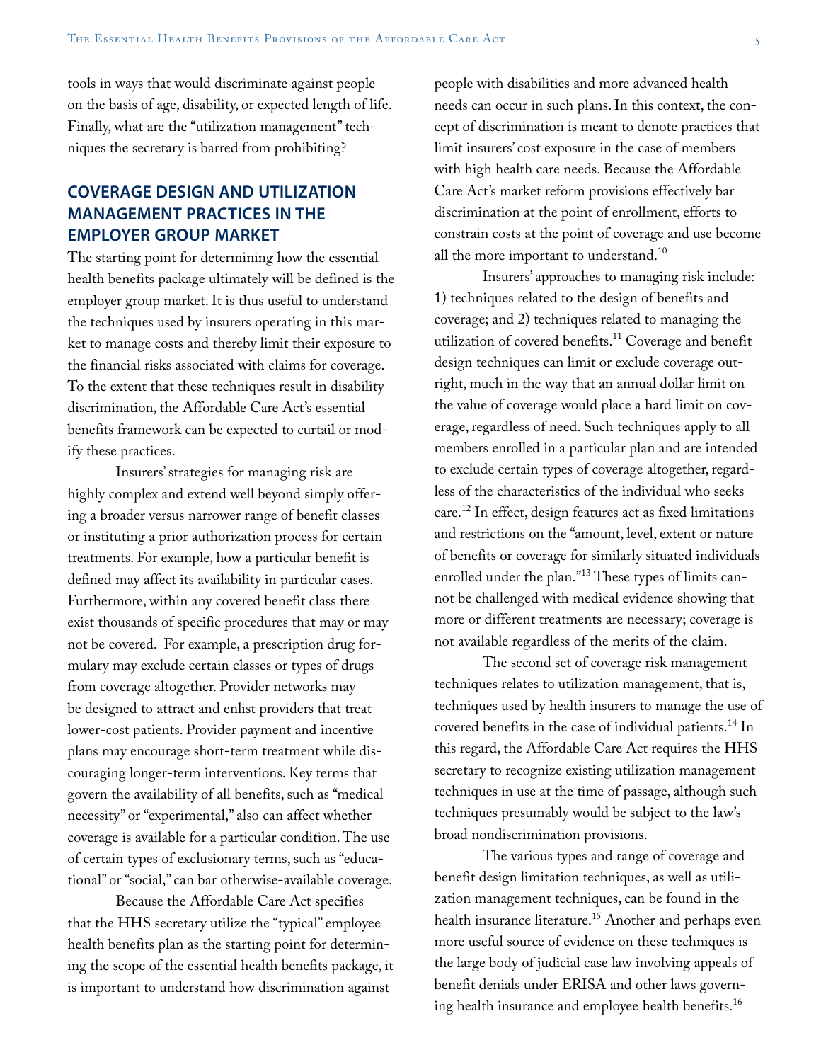tools in ways that would discriminate against people on the basis of age, disability, or expected length of life. Finally, what are the "utilization management" techniques the secretary is barred from prohibiting?

## COVERAGE DESIGN AND UTILIZATION MANAGEMENT PRACTICES IN THE EMPLOYER GROUP MARKET

The starting point for determining how the essential health benefits package ultimately will be defined is the employer group market. It is thus useful to understand the techniques used by insurers operating in this market to manage costs and thereby limit their exposure to the financial risks associated with claims for coverage. To the extent that these techniques result in disability discrimination, the Affordable Care Act's essential benefits framework can be expected to curtail or modify these practices.

Insurers' strategies for managing risk are highly complex and extend well beyond simply offering a broader versus narrower range of benefit classes or instituting a prior authorization process for certain treatments. For example, how a particular benefit is defined may affect its availability in particular cases. Furthermore, within any covered benefit class there exist thousands of specific procedures that may or may not be covered. For example, a prescription drug formulary may exclude certain classes or types of drugs from coverage altogether. Provider networks may be designed to attract and enlist providers that treat lower-cost patients. Provider payment and incentive plans may encourage short-term treatment while discouraging longer-term interventions. Key terms that govern the availability of all benefits, such as "medical necessity" or "experimental," also can affect whether coverage is available for a particular condition. The use of certain types of exclusionary terms, such as "educational" or "social," can bar otherwise-available coverage.

Because the Affordable Care Act specifies that the HHS secretary utilize the "typical" employee health benefits plan as the starting point for determining the scope of the essential health benefits package, it is important to understand how discrimination against people with disabilities and more advanced health needs can occur in such plans. In this context, the concept of discrimination is meant to denote practices that limit insurers' cost exposure in the case of members with high health care needs. Because the Affordable Care Act's market reform provisions effectively bar discrimination at the point of enrollment, efforts to constrain costs at the point of coverage and use become all the more important to understand.[10]

Insurers' approaches to managing risk include: 1) techniques related to the design of benefits and coverage; and 2) techniques related to managing the utilization of covered benefits.[11] Coverage and benefit design techniques can limit or exclude coverage outright, much in the way that an annual dollar limit on the value of coverage would place a hard limit on coverage, regardless of need. Such techniques apply to all members enrolled in a particular plan and are intended to exclude certain types of coverage altogether, regardless of the characteristics of the individual who seeks care.[12] In effect, design features act as fixed limitations and restrictions on the "amount, level, extent or nature of benefits or coverage for similarly situated individuals enrolled under the plan."[13] These types of limits cannot be challenged with medical evidence showing that more or different treatments are necessary; coverage is not available regardless of the merits of the claim.

The second set of coverage risk management techniques relates to utilization management, that is, techniques used by health insurers to manage the use of covered benefits in the case of individual patients.[14] In this regard, the Affordable Care Act requires the HHS secretary to recognize existing utilization management techniques in use at the time of passage, although such techniques presumably would be subject to the law's broad nondiscrimination provisions.

The various types and range of coverage and benefit design limitation techniques, as well as utilization management techniques, can be found in the health insurance literature.[15] Another and perhaps even more useful source of evidence on these techniques is the large body of judicial case law involving appeals of benefit denials under ERISA and other laws governing health insurance and employee health benefits.[16]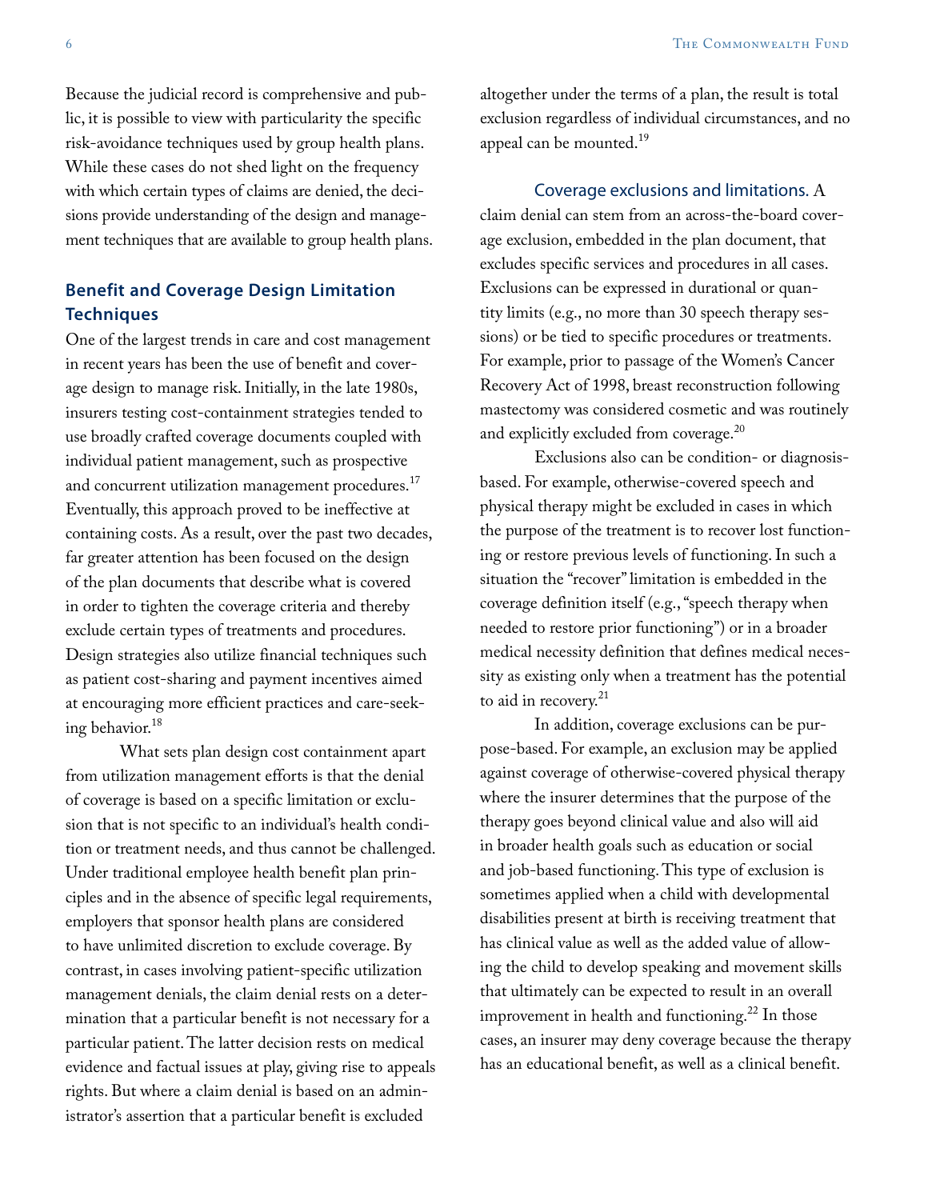Because the judicial record is comprehensive and public, it is possible to view with particularity the specific risk-avoidance techniques used by group health plans. While these cases do not shed light on the frequency with which certain types of claims are denied, the decisions provide understanding of the design and management techniques that are available to group health plans.

## Benefit and Coverage Design Limitation Techniques

One of the largest trends in care and cost management in recent years has been the use of benefit and coverage design to manage risk. Initially, in the late 1980s, insurers testing cost-containment strategies tended to use broadly crafted coverage documents coupled with individual patient management, such as prospective and concurrent utilization management procedures.[17] Eventually, this approach proved to be ineffective at containing costs. As a result, over the past two decades, far greater attention has been focused on the design of the plan documents that describe what is covered in order to tighten the coverage criteria and thereby exclude certain types of treatments and procedures. Design strategies also utilize financial techniques such as patient cost-sharing and payment incentives aimed at encouraging more efficient practices and care-seeking behavior.[18]

What sets plan design cost containment apart from utilization management efforts is that the denial of coverage is based on a specific limitation or exclusion that is not specific to an individual's health condition or treatment needs, and thus cannot be challenged. Under traditional employee health benefit plan principles and in the absence of specific legal requirements, employers that sponsor health plans are considered to have unlimited discretion to exclude coverage. By contrast, in cases involving patient-specific utilization management denials, the claim denial rests on a determination that a particular benefit is not necessary for a particular patient. The latter decision rests on medical evidence and factual issues at play, giving rise to appeals rights. But where a claim denial is based on an administrator's assertion that a particular benefit is excluded altogether under the terms of a plan, the result is total exclusion regardless of individual circumstances, and no appeal can be mounted.[19]

**Coverage exclusions and limitations.** A claim denial can stem from an across-the-board coverage exclusion, embedded in the plan document, that excludes specific services and procedures in all cases. Exclusions can be expressed in durational or quantity limits (e.g., no more than 30 speech therapy sessions) or be tied to specific procedures or treatments. For example, prior to passage of the Women's Cancer Recovery Act of 1998, breast reconstruction following mastectomy was considered cosmetic and was routinely and explicitly excluded from coverage.[20]

Exclusions also can be condition- or diagnosis-based. For example, otherwise-covered speech and physical therapy might be excluded in cases in which the purpose of the treatment is to recover lost functioning or restore previous levels of functioning. In such a situation the "recover" limitation is embedded in the coverage definition itself (e.g., "speech therapy when needed to restore prior functioning") or in a broader medical necessity definition that defines medical necessity as existing only when a treatment has the potential to aid in recovery.[21]

In addition, coverage exclusions can be purpose-based. For example, an exclusion may be applied against coverage of otherwise-covered physical therapy where the insurer determines that the purpose of the therapy goes beyond clinical value and also will aid in broader health goals such as education or social and job-based functioning. This type of exclusion is sometimes applied when a child with developmental disabilities present at birth is receiving treatment that has clinical value as well as the added value of allowing the child to develop speaking and movement skills that ultimately can be expected to result in an overall improvement in health and functioning.[22] In those cases, an insurer may deny coverage because the therapy has an educational benefit, as well as a clinical benefit.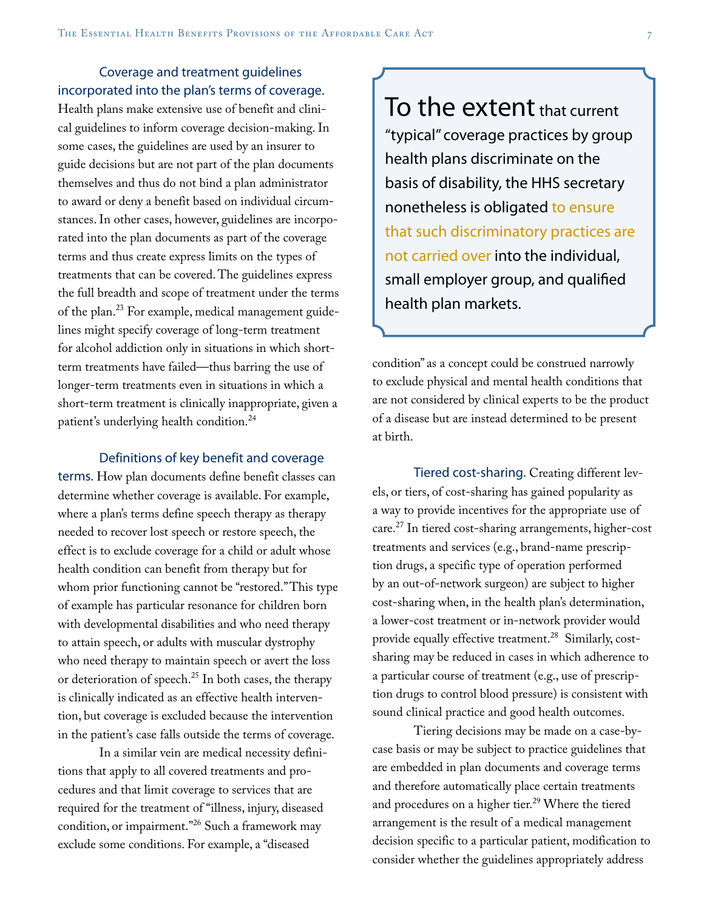**Coverage and treatment guidelines incorporated into the plan's terms of coverage.** Health plans make extensive use of benefit and clinical guidelines to inform coverage decision-making. In some cases, the guidelines are used by an insurer to guide decisions but are not part of the plan documents themselves and thus do not bind a plan administrator to award or deny a benefit based on individual circumstances. In other cases, however, guidelines are incorporated into the plan documents as part of the coverage terms and thus create express limits on the types of treatments that can be covered. The guidelines express the full breadth and scope of treatment under the terms of the plan.[23] For example, medical management guidelines might specify coverage of long-term treatment for alcohol addiction only in situations in which short-term treatments have failed—thus barring the use of longer-term treatments even in situations in which a short-term treatment is clinically inappropriate, given a patient's underlying health condition.[24]

**Definitions of key benefit and coverage terms.** How plan documents define benefit classes can determine whether coverage is available. For example, where a plan's terms define speech therapy as therapy needed to recover lost speech or restore speech, the effect is to exclude coverage for a child or adult whose health condition can benefit from therapy but for whom prior functioning cannot be "restored." This type of example has particular resonance for children born with developmental disabilities and who need therapy to attain speech, or adults with muscular dystrophy who need therapy to maintain speech or avert the loss or deterioration of speech.[25] In both cases, the therapy is clinically indicated as an effective health intervention, but coverage is excluded because the intervention in the patient's case falls outside the terms of coverage.

In a similar vein are medical necessity definitions that apply to all covered treatments and procedures and that limit coverage to services that are required for the treatment of "illness, injury, diseased condition, or impairment."[26] Such a framework may exclude some conditions. For example, a "diseased condition" as a concept could be construed narrowly to exclude physical and mental health conditions that are not considered by clinical experts to be the product of a disease but are instead determined to be present at birth.

> To the extent that current "typical" coverage practices by group health plans discriminate on the basis of disability, the HHS secretary nonetheless is obligated to ensure that such discriminatory practices are not carried over into the individual, small employer group, and qualified health plan markets.

**Tiered cost-sharing.** Creating different levels, or tiers, of cost-sharing has gained popularity as a way to provide incentives for the appropriate use of care.[27] In tiered cost-sharing arrangements, higher-cost treatments and services (e.g., brand-name prescription drugs, a specific type of operation performed by an out-of-network surgeon) are subject to higher cost-sharing when, in the health plan's determination, a lower-cost treatment or in-network provider would provide equally effective treatment.[28] Similarly, cost-sharing may be reduced in cases in which adherence to a particular course of treatment (e.g., use of prescription drugs to control blood pressure) is consistent with sound clinical practice and good health outcomes.

Tiering decisions may be made on a case-by-case basis or may be subject to practice guidelines that are embedded in plan documents and coverage terms and therefore automatically place certain treatments and procedures on a higher tier.[29] Where the tiered arrangement is the result of a medical management decision specific to a particular patient, modification to consider whether the guidelines appropriately address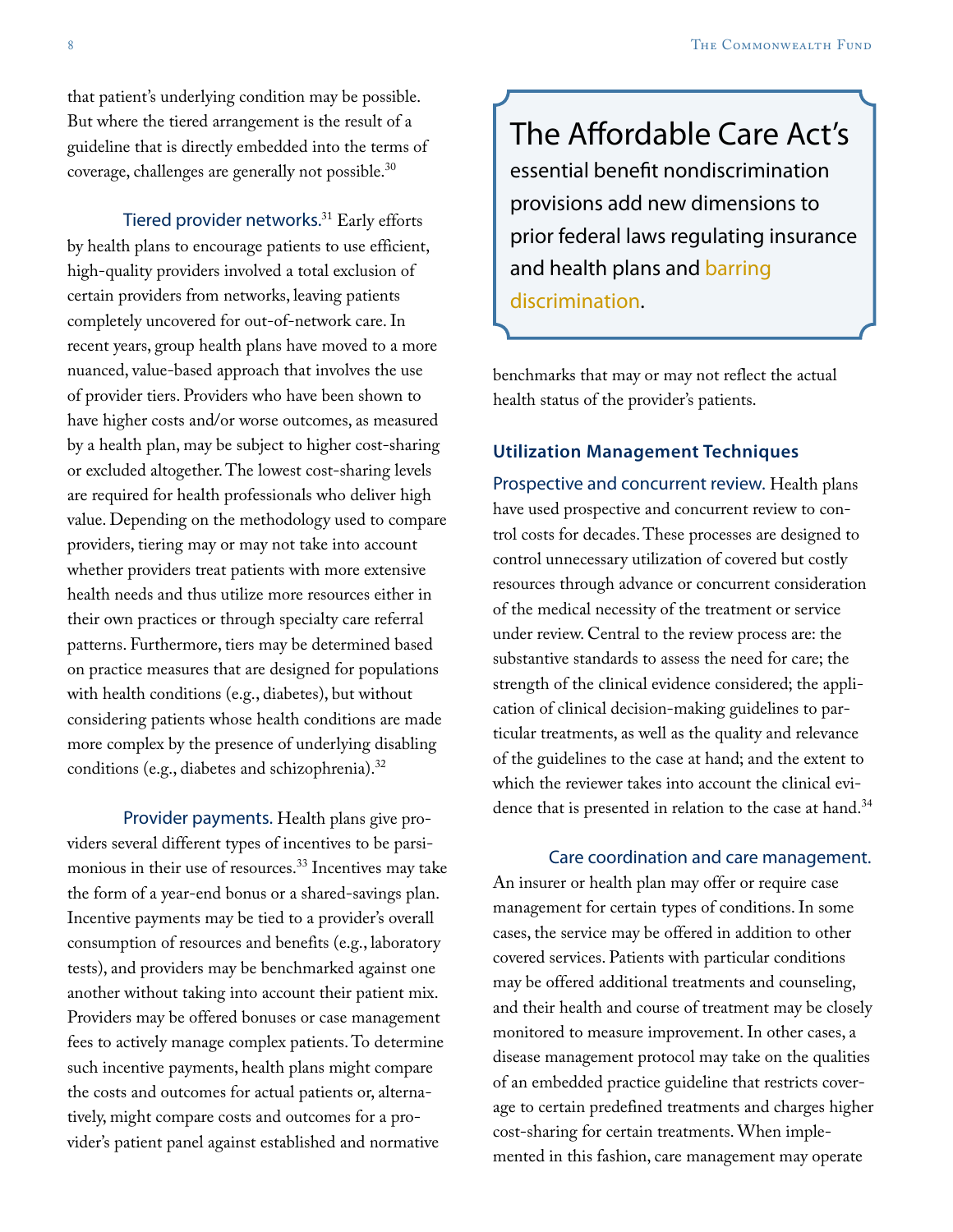that patient's underlying condition may be possible. But where the tiered arrangement is the result of a guideline that is directly embedded into the terms of coverage, challenges are generally not possible.[30]

Tiered provider networks.[31] Early efforts by health plans to encourage patients to use efficient, high-quality providers involved a total exclusion of certain providers from networks, leaving patients completely uncovered for out-of-network care. In recent years, group health plans have moved to a more nuanced, value-based approach that involves the use of provider tiers. Providers who have been shown to have higher costs and/or worse outcomes, as measured by a health plan, may be subject to higher cost-sharing or excluded altogether. The lowest cost-sharing levels are required for health professionals who deliver high value. Depending on the methodology used to compare providers, tiering may or may not take into account whether providers treat patients with more extensive health needs and thus utilize more resources either in their own practices or through specialty care referral patterns. Furthermore, tiers may be determined based on practice measures that are designed for populations with health conditions (e.g., diabetes), but without considering patients whose health conditions are made more complex by the presence of underlying disabling conditions (e.g., diabetes and schizophrenia).[32]

Provider payments. Health plans give providers several different types of incentives to be parsimonious in their use of resources.[33] Incentives may take the form of a year-end bonus or a shared-savings plan. Incentive payments may be tied to a provider's overall consumption of resources and benefits (e.g., laboratory tests), and providers may be benchmarked against one another without taking into account their patient mix. Providers may be offered bonuses or case management fees to actively manage complex patients. To determine such incentive payments, health plans might compare the costs and outcomes for actual patients or, alternatively, might compare costs and outcomes for a provider's patient panel against established and normative benchmarks that may or may not reflect the actual health status of the provider's patients.

> The Affordable Care Act's essential benefit nondiscrimination provisions add new dimensions to prior federal laws regulating insurance and health plans and barring discrimination.

### Utilization Management Techniques

Prospective and concurrent review. Health plans have used prospective and concurrent review to control costs for decades. These processes are designed to control unnecessary utilization of covered but costly resources through advance or concurrent consideration of the medical necessity of the treatment or service under review. Central to the review process are: the substantive standards to assess the need for care; the strength of the clinical evidence considered; the application of clinical decision-making guidelines to particular treatments, as well as the quality and relevance of the guidelines to the case at hand; and the extent to which the reviewer takes into account the clinical evidence that is presented in relation to the case at hand.[34]

Care coordination and care management. An insurer or health plan may offer or require case management for certain types of conditions. In some cases, the service may be offered in addition to other covered services. Patients with particular conditions may be offered additional treatments and counseling, and their health and course of treatment may be closely monitored to measure improvement. In other cases, a disease management protocol may take on the qualities of an embedded practice guideline that restricts coverage to certain predefined treatments and charges higher cost-sharing for certain treatments. When implemented in this fashion, care management may operate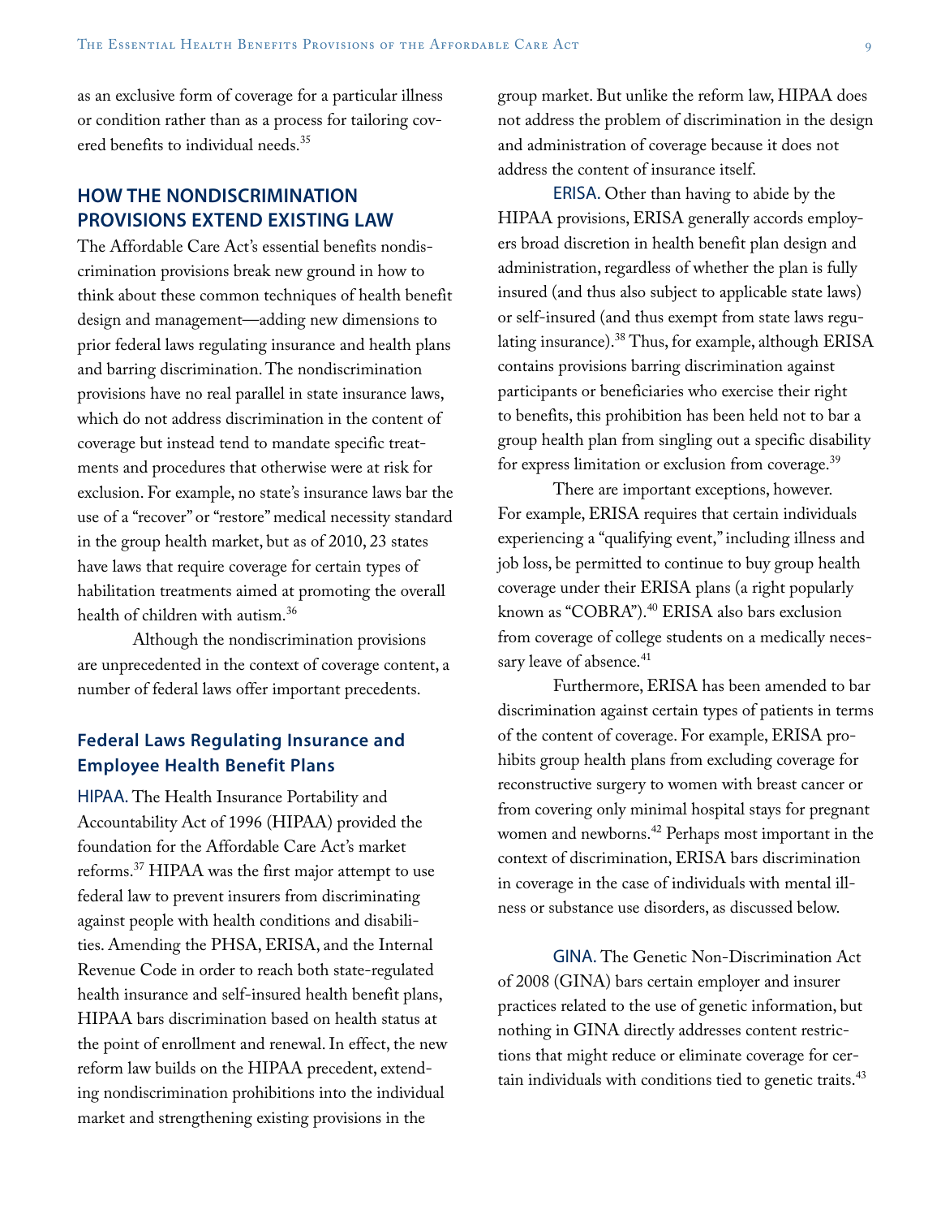as an exclusive form of coverage for a particular illness or condition rather than as a process for tailoring covered benefits to individual needs.[35]

## HOW THE NONDISCRIMINATION PROVISIONS EXTEND EXISTING LAW

The Affordable Care Act's essential benefits nondiscrimination provisions break new ground in how to think about these common techniques of health benefit design and management—adding new dimensions to prior federal laws regulating insurance and health plans and barring discrimination. The nondiscrimination provisions have no real parallel in state insurance laws, which do not address discrimination in the content of coverage but instead tend to mandate specific treatments and procedures that otherwise were at risk for exclusion. For example, no state's insurance laws bar the use of a "recover" or "restore" medical necessity standard in the group health market, but as of 2010, 23 states have laws that require coverage for certain types of habilitation treatments aimed at promoting the overall health of children with autism.[36]

Although the nondiscrimination provisions are unprecedented in the context of coverage content, a number of federal laws offer important precedents.

### Federal Laws Regulating Insurance and Employee Health Benefit Plans

**HIPAA.** The Health Insurance Portability and Accountability Act of 1996 (HIPAA) provided the foundation for the Affordable Care Act's market reforms.[37] HIPAA was the first major attempt to use federal law to prevent insurers from discriminating against people with health conditions and disabilities. Amending the PHSA, ERISA, and the Internal Revenue Code in order to reach both state-regulated health insurance and self-insured health benefit plans, HIPAA bars discrimination based on health status at the point of enrollment and renewal. In effect, the new reform law builds on the HIPAA precedent, extending nondiscrimination prohibitions into the individual market and strengthening existing provisions in the group market. But unlike the reform law, HIPAA does not address the problem of discrimination in the design and administration of coverage because it does not address the content of insurance itself.

**ERISA.** Other than having to abide by the HIPAA provisions, ERISA generally accords employers broad discretion in health benefit plan design and administration, regardless of whether the plan is fully insured (and thus also subject to applicable state laws) or self-insured (and thus exempt from state laws regulating insurance).[38] Thus, for example, although ERISA contains provisions barring discrimination against participants or beneficiaries who exercise their right to benefits, this prohibition has been held not to bar a group health plan from singling out a specific disability for express limitation or exclusion from coverage.[39]

There are important exceptions, however. For example, ERISA requires that certain individuals experiencing a "qualifying event," including illness and job loss, be permitted to continue to buy group health coverage under their ERISA plans (a right popularly known as "COBRA").[40] ERISA also bars exclusion from coverage of college students on a medically necessary leave of absence.[41]

Furthermore, ERISA has been amended to bar discrimination against certain types of patients in terms of the content of coverage. For example, ERISA prohibits group health plans from excluding coverage for reconstructive surgery to women with breast cancer or from covering only minimal hospital stays for pregnant women and newborns.[42] Perhaps most important in the context of discrimination, ERISA bars discrimination in coverage in the case of individuals with mental illness or substance use disorders, as discussed below.

**GINA.** The Genetic Non-Discrimination Act of 2008 (GINA) bars certain employer and insurer practices related to the use of genetic information, but nothing in GINA directly addresses content restrictions that might reduce or eliminate coverage for certain individuals with conditions tied to genetic traits.[43]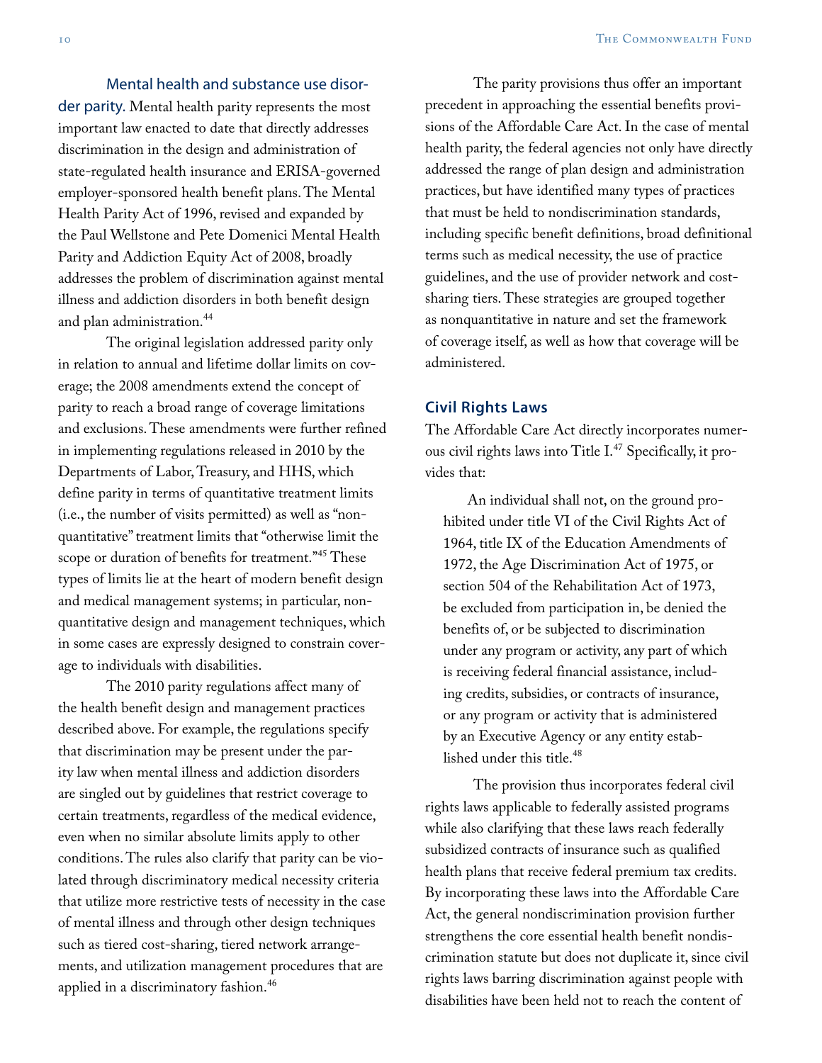**Mental health and substance use disorder parity.** Mental health parity represents the most important law enacted to date that directly addresses discrimination in the design and administration of state-regulated health insurance and ERISA-governed employer-sponsored health benefit plans. The Mental Health Parity Act of 1996, revised and expanded by the Paul Wellstone and Pete Domenici Mental Health Parity and Addiction Equity Act of 2008, broadly addresses the problem of discrimination against mental illness and addiction disorders in both benefit design and plan administration.[44]

The original legislation addressed parity only in relation to annual and lifetime dollar limits on coverage; the 2008 amendments extend the concept of parity to reach a broad range of coverage limitations and exclusions. These amendments were further refined in implementing regulations released in 2010 by the Departments of Labor, Treasury, and HHS, which define parity in terms of quantitative treatment limits (i.e., the number of visits permitted) as well as "nonquantitative" treatment limits that "otherwise limit the scope or duration of benefits for treatment."[45] These types of limits lie at the heart of modern benefit design and medical management systems; in particular, nonquantitative design and management techniques, which in some cases are expressly designed to constrain coverage to individuals with disabilities.

The 2010 parity regulations affect many of the health benefit design and management practices described above. For example, the regulations specify that discrimination may be present under the parity law when mental illness and addiction disorders are singled out by guidelines that restrict coverage to certain treatments, regardless of the medical evidence, even when no similar absolute limits apply to other conditions. The rules also clarify that parity can be violated through discriminatory medical necessity criteria that utilize more restrictive tests of necessity in the case of mental illness and through other design techniques such as tiered cost-sharing, tiered network arrangements, and utilization management procedures that are applied in a discriminatory fashion.[46]

The parity provisions thus offer an important precedent in approaching the essential benefits provisions of the Affordable Care Act. In the case of mental health parity, the federal agencies not only have directly addressed the range of plan design and administration practices, but have identified many types of practices that must be held to nondiscrimination standards, including specific benefit definitions, broad definitional terms such as medical necessity, the use of practice guidelines, and the use of provider network and cost-sharing tiers. These strategies are grouped together as nonquantitative in nature and set the framework of coverage itself, as well as how that coverage will be administered.

### Civil Rights Laws

The Affordable Care Act directly incorporates numerous civil rights laws into Title I.[47] Specifically, it provides that:

> An individual shall not, on the ground prohibited under title VI of the Civil Rights Act of 1964, title IX of the Education Amendments of 1972, the Age Discrimination Act of 1975, or section 504 of the Rehabilitation Act of 1973, be excluded from participation in, be denied the benefits of, or be subjected to discrimination under any program or activity, any part of which is receiving federal financial assistance, including credits, subsidies, or contracts of insurance, or any program or activity that is administered by an Executive Agency or any entity established under this title.[48]

The provision thus incorporates federal civil rights laws applicable to federally assisted programs while also clarifying that these laws reach federally subsidized contracts of insurance such as qualified health plans that receive federal premium tax credits. By incorporating these laws into the Affordable Care Act, the general nondiscrimination provision further strengthens the core essential health benefit nondiscrimination statute but does not duplicate it, since civil rights laws barring discrimination against people with disabilities have been held not to reach the content of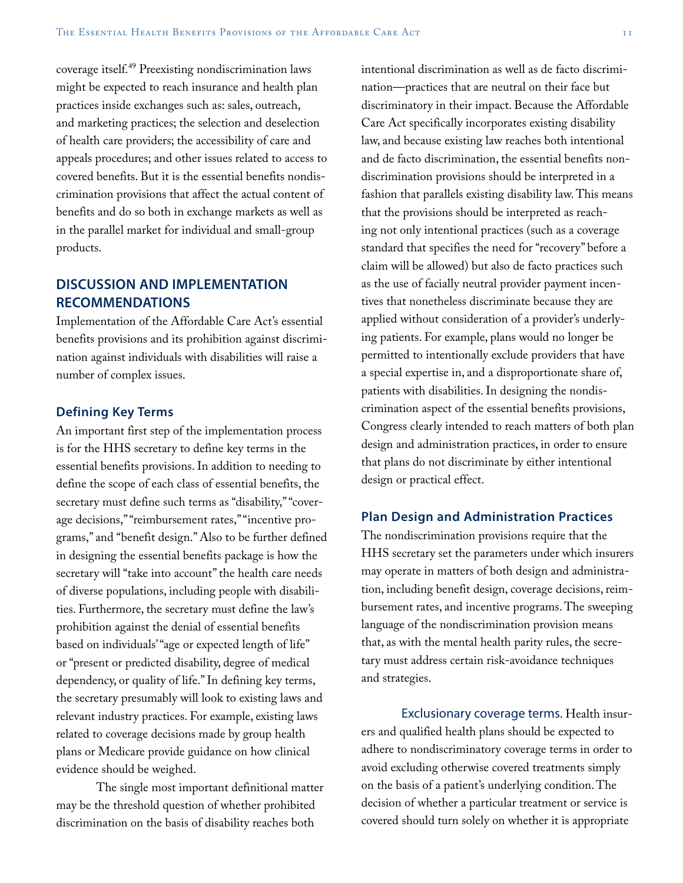coverage itself.[49] Preexisting nondiscrimination laws might be expected to reach insurance and health plan practices inside exchanges such as: sales, outreach, and marketing practices; the selection and deselection of health care providers; the accessibility of care and appeals procedures; and other issues related to access to covered benefits. But it is the essential benefits nondiscrimination provisions that affect the actual content of benefits and do so both in exchange markets as well as in the parallel market for individual and small-group products.

## DISCUSSION AND IMPLEMENTATION RECOMMENDATIONS

Implementation of the Affordable Care Act's essential benefits provisions and its prohibition against discrimination against individuals with disabilities will raise a number of complex issues.

### Defining Key Terms

An important first step of the implementation process is for the HHS secretary to define key terms in the essential benefits provisions. In addition to needing to define the scope of each class of essential benefits, the secretary must define such terms as "disability," "coverage decisions," "reimbursement rates," "incentive programs," and "benefit design." Also to be further defined in designing the essential benefits package is how the secretary will "take into account" the health care needs of diverse populations, including people with disabilities. Furthermore, the secretary must define the law's prohibition against the denial of essential benefits based on individuals' "age or expected length of life" or "present or predicted disability, degree of medical dependency, or quality of life." In defining key terms, the secretary presumably will look to existing laws and relevant industry practices. For example, existing laws related to coverage decisions made by group health plans or Medicare provide guidance on how clinical evidence should be weighed.

The single most important definitional matter may be the threshold question of whether prohibited discrimination on the basis of disability reaches both intentional discrimination as well as de facto discrimination—practices that are neutral on their face but discriminatory in their impact. Because the Affordable Care Act specifically incorporates existing disability law, and because existing law reaches both intentional and de facto discrimination, the essential benefits nondiscrimination provisions should be interpreted in a fashion that parallels existing disability law. This means that the provisions should be interpreted as reaching not only intentional practices (such as a coverage standard that specifies the need for "recovery" before a claim will be allowed) but also de facto practices such as the use of facially neutral provider payment incentives that nonetheless discriminate because they are applied without consideration of a provider's underlying patients. For example, plans would no longer be permitted to intentionally exclude providers that have a special expertise in, and a disproportionate share of, patients with disabilities. In designing the nondiscrimination aspect of the essential benefits provisions, Congress clearly intended to reach matters of both plan design and administration practices, in order to ensure that plans do not discriminate by either intentional design or practical effect.

### Plan Design and Administration Practices

The nondiscrimination provisions require that the HHS secretary set the parameters under which insurers may operate in matters of both design and administration, including benefit design, coverage decisions, reimbursement rates, and incentive programs. The sweeping language of the nondiscrimination provision means that, as with the mental health parity rules, the secretary must address certain risk-avoidance techniques and strategies.

**Exclusionary coverage terms.** Health insurers and qualified health plans should be expected to adhere to nondiscriminatory coverage terms in order to avoid excluding otherwise covered treatments simply on the basis of a patient's underlying condition. The decision of whether a particular treatment or service is covered should turn solely on whether it is appropriate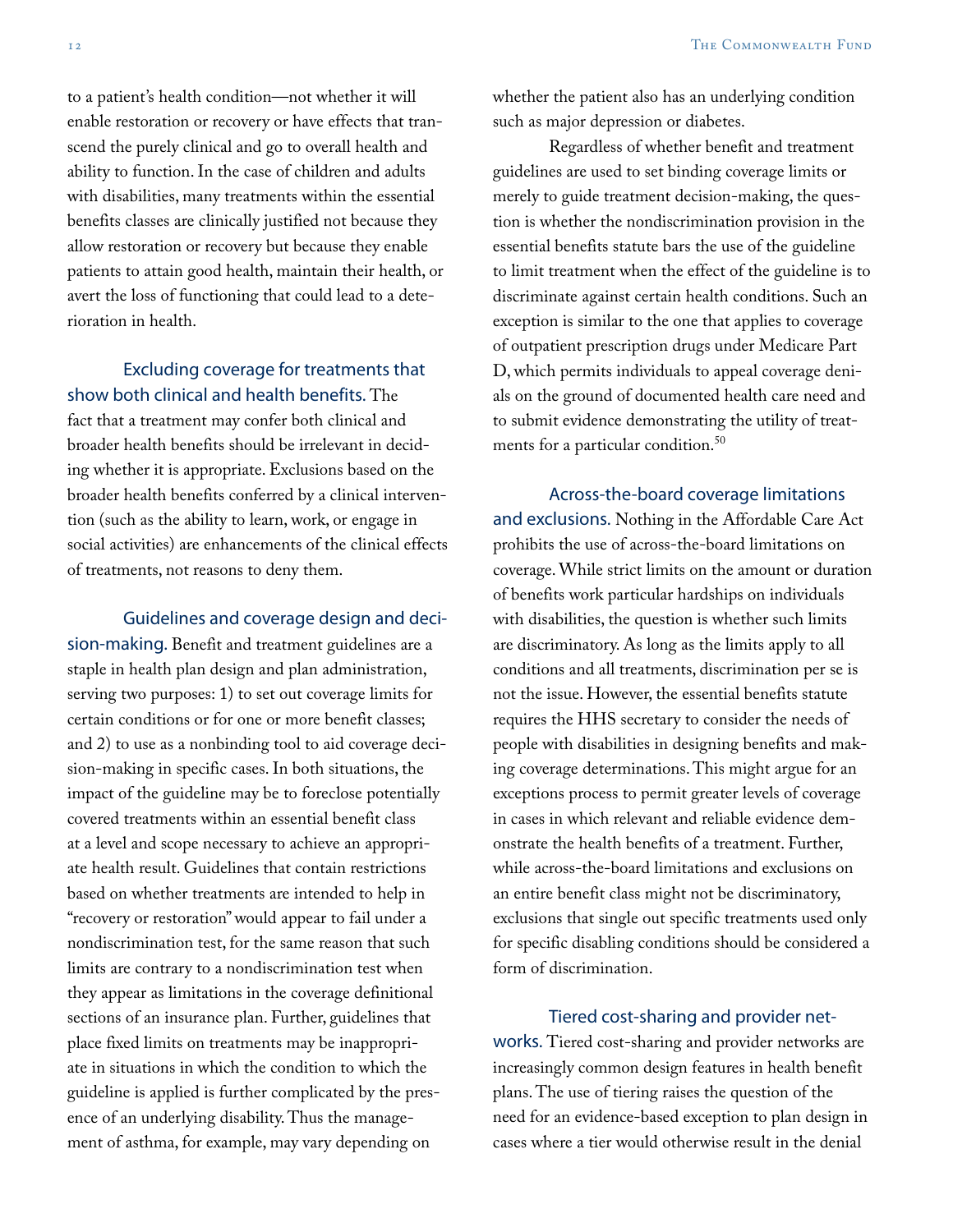to a patient's health condition—not whether it will enable restoration or recovery or have effects that transcend the purely clinical and go to overall health and ability to function. In the case of children and adults with disabilities, many treatments within the essential benefits classes are clinically justified not because they allow restoration or recovery but because they enable patients to attain good health, maintain their health, or avert the loss of functioning that could lead to a deterioration in health.

**Excluding coverage for treatments that show both clinical and health benefits.** The fact that a treatment may confer both clinical and broader health benefits should be irrelevant in deciding whether it is appropriate. Exclusions based on the broader health benefits conferred by a clinical intervention (such as the ability to learn, work, or engage in social activities) are enhancements of the clinical effects of treatments, not reasons to deny them.

**Guidelines and coverage design and decision-making.** Benefit and treatment guidelines are a staple in health plan design and plan administration, serving two purposes: 1) to set out coverage limits for certain conditions or for one or more benefit classes; and 2) to use as a nonbinding tool to aid coverage decision-making in specific cases. In both situations, the impact of the guideline may be to foreclose potentially covered treatments within an essential benefit class at a level and scope necessary to achieve an appropriate health result. Guidelines that contain restrictions based on whether treatments are intended to help in "recovery or restoration" would appear to fail under a nondiscrimination test, for the same reason that such limits are contrary to a nondiscrimination test when they appear as limitations in the coverage definitional sections of an insurance plan. Further, guidelines that place fixed limits on treatments may be inappropriate in situations in which the condition to which the guideline is applied is further complicated by the presence of an underlying disability. Thus the management of asthma, for example, may vary depending on whether the patient also has an underlying condition such as major depression or diabetes.

Regardless of whether benefit and treatment guidelines are used to set binding coverage limits or merely to guide treatment decision-making, the question is whether the nondiscrimination provision in the essential benefits statute bars the use of the guideline to limit treatment when the effect of the guideline is to discriminate against certain health conditions. Such an exception is similar to the one that applies to coverage of outpatient prescription drugs under Medicare Part D, which permits individuals to appeal coverage denials on the ground of documented health care need and to submit evidence demonstrating the utility of treatments for a particular condition.[50]

**Across-the-board coverage limitations and exclusions.** Nothing in the Affordable Care Act prohibits the use of across-the-board limitations on coverage. While strict limits on the amount or duration of benefits work particular hardships on individuals with disabilities, the question is whether such limits are discriminatory. As long as the limits apply to all conditions and all treatments, discrimination per se is not the issue. However, the essential benefits statute requires the HHS secretary to consider the needs of people with disabilities in designing benefits and making coverage determinations. This might argue for an exceptions process to permit greater levels of coverage in cases in which relevant and reliable evidence demonstrate the health benefits of a treatment. Further, while across-the-board limitations and exclusions on an entire benefit class might not be discriminatory, exclusions that single out specific treatments used only for specific disabling conditions should be considered a form of discrimination.

**Tiered cost-sharing and provider networks.** Tiered cost-sharing and provider networks are increasingly common design features in health benefit plans. The use of tiering raises the question of the need for an evidence-based exception to plan design in cases where a tier would otherwise result in the denial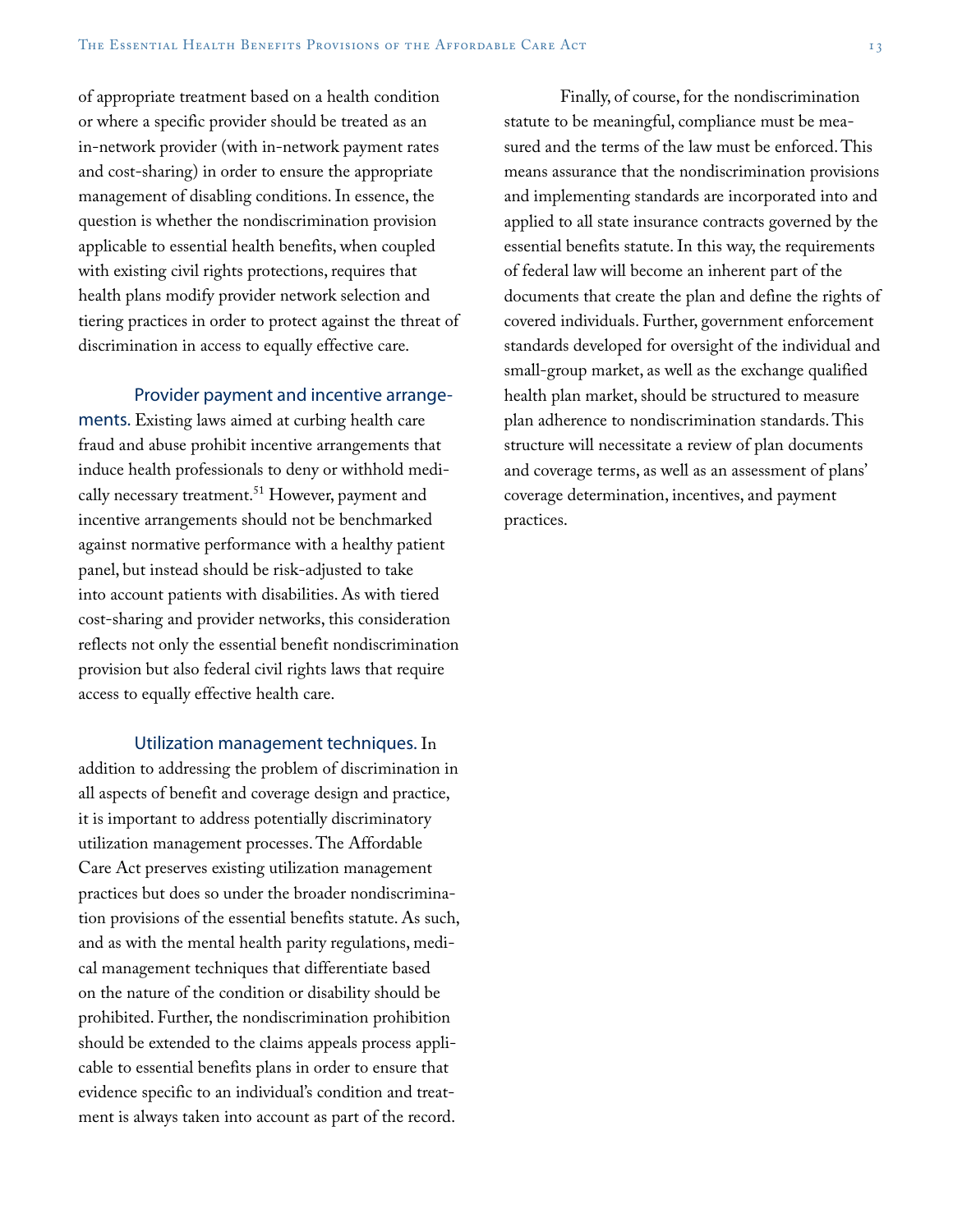of appropriate treatment based on a health condition or where a specific provider should be treated as an in-network provider (with in-network payment rates and cost-sharing) in order to ensure the appropriate management of disabling conditions. In essence, the question is whether the nondiscrimination provision applicable to essential health benefits, when coupled with existing civil rights protections, requires that health plans modify provider network selection and tiering practices in order to protect against the threat of discrimination in access to equally effective care.

**Provider payment and incentive arrangements.** Existing laws aimed at curbing health care fraud and abuse prohibit incentive arrangements that induce health professionals to deny or withhold medically necessary treatment.[51] However, payment and incentive arrangements should not be benchmarked against normative performance with a healthy patient panel, but instead should be risk-adjusted to take into account patients with disabilities. As with tiered cost-sharing and provider networks, this consideration reflects not only the essential benefit nondiscrimination provision but also federal civil rights laws that require access to equally effective health care.

**Utilization management techniques.** In addition to addressing the problem of discrimination in all aspects of benefit and coverage design and practice, it is important to address potentially discriminatory utilization management processes. The Affordable Care Act preserves existing utilization management practices but does so under the broader nondiscrimination provisions of the essential benefits statute. As such, and as with the mental health parity regulations, medical management techniques that differentiate based on the nature of the condition or disability should be prohibited. Further, the nondiscrimination prohibition should be extended to the claims appeals process applicable to essential benefits plans in order to ensure that evidence specific to an individual's condition and treatment is always taken into account as part of the record.

Finally, of course, for the nondiscrimination statute to be meaningful, compliance must be measured and the terms of the law must be enforced. This means assurance that the nondiscrimination provisions and implementing standards are incorporated into and applied to all state insurance contracts governed by the essential benefits statute. In this way, the requirements of federal law will become an inherent part of the documents that create the plan and define the rights of covered individuals. Further, government enforcement standards developed for oversight of the individual and small-group market, as well as the exchange qualified health plan market, should be structured to measure plan adherence to nondiscrimination standards. This structure will necessitate a review of plan documents and coverage terms, as well as an assessment of plans' coverage determination, incentives, and payment practices.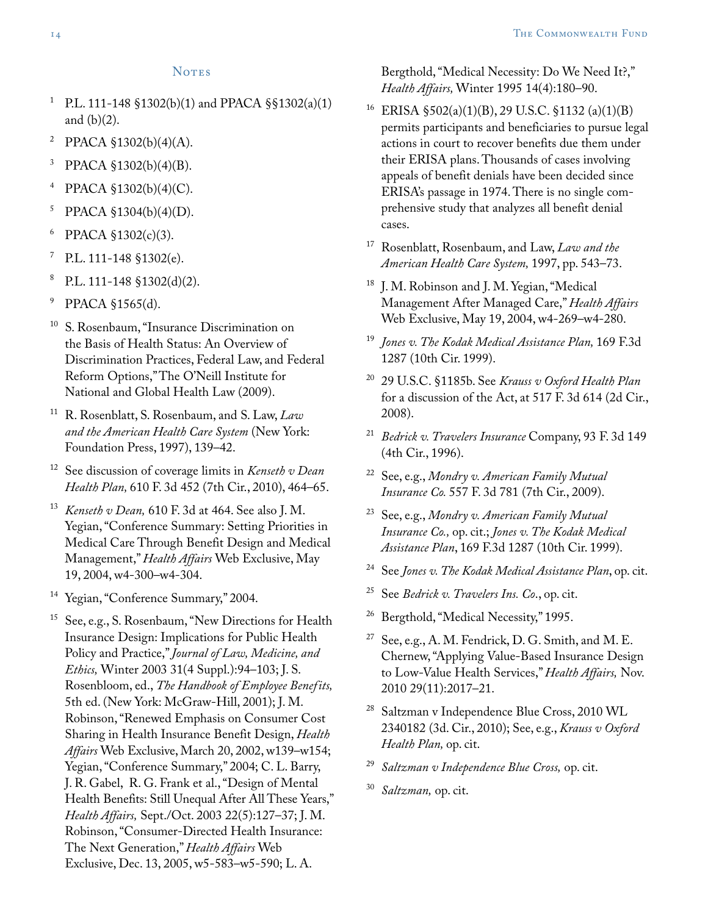## Notes

1. P.L. 111-148 §1302(b)(1) and PPACA §§1302(a)(1) and (b)(2).
2. PPACA §1302(b)(4)(A).
3. PPACA §1302(b)(4)(B).
4. PPACA §1302(b)(4)(C).
5. PPACA §1304(b)(4)(D).
6. PPACA §1302(c)(3).
7. P.L. 111-148 §1302(e).
8. P.L. 111-148 §1302(d)(2).
9. PPACA §1565(d).
10. S. Rosenbaum, "Insurance Discrimination on the Basis of Health Status: An Overview of Discrimination Practices, Federal Law, and Federal Reform Options," The O'Neill Institute for National and Global Health Law (2009).
11. R. Rosenblatt, S. Rosenbaum, and S. Law, *Law and the American Health Care System* (New York: Foundation Press, 1997), 139–42.
12. See discussion of coverage limits in *Kenseth v Dean Health Plan,* 610 F. 3d 452 (7th Cir., 2010), 464–65.
13. *Kenseth v Dean,* 610 F. 3d at 464. See also J. M. Yegian, "Conference Summary: Setting Priorities in Medical Care Through Benefit Design and Medical Management," *Health Affairs* Web Exclusive, May 19, 2004, w4-300–w4-304.
14. Yegian, "Conference Summary," 2004.
15. See, e.g., S. Rosenbaum, "New Directions for Health Insurance Design: Implications for Public Health Policy and Practice," *Journal of Law, Medicine, and Ethics,* Winter 2003 31(4 Suppl.):94–103; J. S. Rosenbloom, ed., *The Handbook of Employee Benefits,* 5th ed. (New York: McGraw-Hill, 2001); J. M. Robinson, "Renewed Emphasis on Consumer Cost Sharing in Health Insurance Benefit Design, *Health Affairs* Web Exclusive, March 20, 2002, w139–w154; Yegian, "Conference Summary," 2004; C. L. Barry, J. R. Gabel, R. G. Frank et al., "Design of Mental Health Benefits: Still Unequal After All These Years," *Health Affairs,* Sept./Oct. 2003 22(5):127–37; J. M. Robinson, "Consumer-Directed Health Insurance: The Next Generation," *Health Affairs* Web Exclusive, Dec. 13, 2005, w5-583–w5-590; L. A. Bergthold, "Medical Necessity: Do We Need It?," *Health Affairs,* Winter 1995 14(4):180–90.
16. ERISA §502(a)(1)(B), 29 U.S.C. §1132 (a)(1)(B) permits participants and beneficiaries to pursue legal actions in court to recover benefits due them under their ERISA plans. Thousands of cases involving appeals of benefit denials have been decided since ERISA's passage in 1974. There is no single comprehensive study that analyzes all benefit denial cases.
17. Rosenblatt, Rosenbaum, and Law, *Law and the American Health Care System,* 1997, pp. 543–73.
18. J. M. Robinson and J. M. Yegian, "Medical Management After Managed Care," *Health Affairs* Web Exclusive, May 19, 2004, w4-269–w4-280.
19. *Jones v. The Kodak Medical Assistance Plan,* 169 F.3d 1287 (10th Cir. 1999).
20. 29 U.S.C. §1185b. See *Krauss v Oxford Health Plan* for a discussion of the Act, at 517 F. 3d 614 (2d Cir., 2008).
21. *Bedrick v. Travelers Insurance* Company, 93 F. 3d 149 (4th Cir., 1996).
22. See, e.g., *Mondry v. American Family Mutual Insurance Co.* 557 F. 3d 781 (7th Cir., 2009).
23. See, e.g., *Mondry v. American Family Mutual Insurance Co.,* op. cit.; *Jones v. The Kodak Medical Assistance Plan*, 169 F.3d 1287 (10th Cir. 1999).
24. See *Jones v. The Kodak Medical Assistance Plan*, op. cit.
25. See *Bedrick v. Travelers Ins. Co*., op. cit.
26. Bergthold, "Medical Necessity," 1995.
27. See, e.g., A. M. Fendrick, D. G. Smith, and M. E. Chernew, "Applying Value-Based Insurance Design to Low-Value Health Services," *Health Affairs,* Nov. 2010 29(11):2017–21.
28. Saltzman v Independence Blue Cross, 2010 WL 2340182 (3d. Cir., 2010); See, e.g., *Krauss v Oxford Health Plan,* op. cit.
29. *Saltzman v Independence Blue Cross,* op. cit.
30. *Saltzman,* op. cit.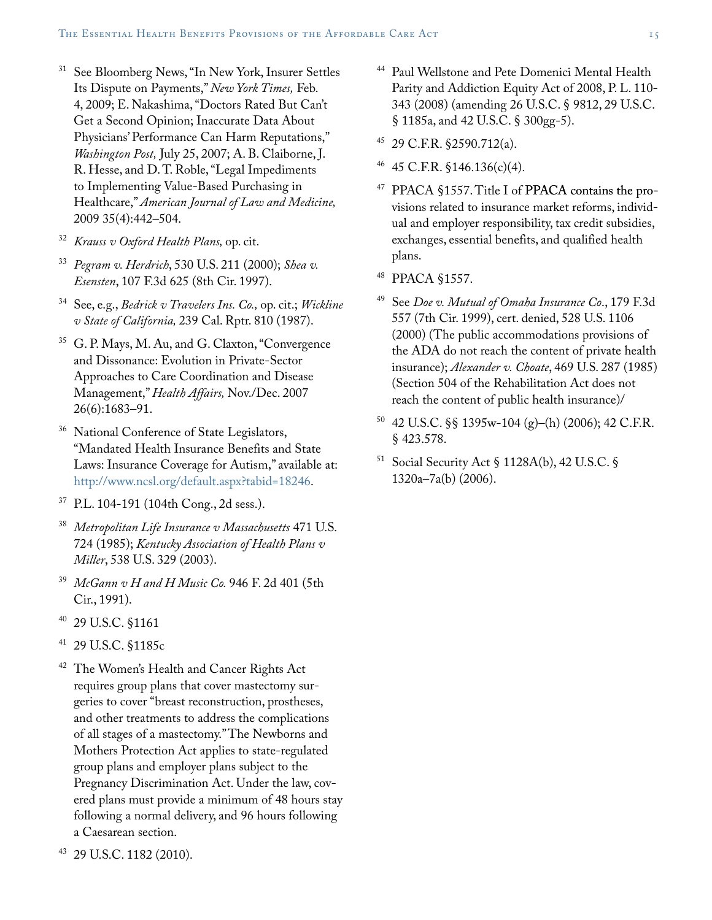[31] See Bloomberg News, "In New York, Insurer Settles Its Dispute on Payments," *New York Times,* Feb. 4, 2009; E. Nakashima, "Doctors Rated But Can't Get a Second Opinion; Inaccurate Data About Physicians' Performance Can Harm Reputations," *Washington Post,* July 25, 2007; A. B. Claiborne, J. R. Hesse, and D. T. Roble, "Legal Impediments to Implementing Value-Based Purchasing in Healthcare," *American Journal of Law and Medicine,* 2009 35(4):442–504.

[32] *Krauss v Oxford Health Plans,* op. cit.

[33] *Pegram v. Herdrich*, 530 U.S. 211 (2000); *Shea v. Esensten*, 107 F.3d 625 (8th Cir. 1997).

[34] See, e.g., *Bedrick v Travelers Ins. Co.,* op. cit.; *Wickline v State of California,* 239 Cal. Rptr. 810 (1987).

[35] G. P. Mays, M. Au, and G. Claxton, "Convergence and Dissonance: Evolution in Private-Sector Approaches to Care Coordination and Disease Management," *Health Affairs,* Nov./Dec. 2007 26(6):1683–91.

[36] National Conference of State Legislators, "Mandated Health Insurance Benefits and State Laws: Insurance Coverage for Autism," available at: http://www.ncsl.org/default.aspx?tabid=18246.

[37] P.L. 104-191 (104th Cong., 2d sess.).

[38] *Metropolitan Life Insurance v Massachusetts* 471 U.S. 724 (1985); *Kentucky Association of Health Plans v Miller*, 538 U.S. 329 (2003).

[39] *McGann v H and H Music Co.* 946 F. 2d 401 (5th Cir., 1991).

[40] 29 U.S.C. §1161

[41] 29 U.S.C. §1185c

[42] The Women's Health and Cancer Rights Act requires group plans that cover mastectomy surgeries to cover "breast reconstruction, prostheses, and other treatments to address the complications of all stages of a mastectomy." The Newborns and Mothers Protection Act applies to state-regulated group plans and employer plans subject to the Pregnancy Discrimination Act. Under the law, covered plans must provide a minimum of 48 hours stay following a normal delivery, and 96 hours following a Caesarean section.

[43] 29 U.S.C. 1182 (2010).

[44] Paul Wellstone and Pete Domenici Mental Health Parity and Addiction Equity Act of 2008, P. L. 110-343 (2008) (amending 26 U.S.C. § 9812, 29 U.S.C. § 1185a, and 42 U.S.C. § 300gg-5).

[45] 29 C.F.R. §2590.712(a).

[46] 45 C.F.R. §146.136(c)(4).

[47] PPACA §1557. Title I of PPACA contains the provisions related to insurance market reforms, individual and employer responsibility, tax credit subsidies, exchanges, essential benefits, and qualified health plans.

[48] PPACA §1557.

[49] See *Doe v. Mutual of Omaha Insurance Co*., 179 F.3d 557 (7th Cir. 1999), cert. denied, 528 U.S. 1106 (2000) (The public accommodations provisions of the ADA do not reach the content of private health insurance); *Alexander v. Choate*, 469 U.S. 287 (1985) (Section 504 of the Rehabilitation Act does not reach the content of public health insurance)/

[50] 42 U.S.C. §§ 1395w-104 (g)–(h) (2006); 42 C.F.R. § 423.578.

[51] Social Security Act § 1128A(b), 42 U.S.C. § 1320a–7a(b) (2006).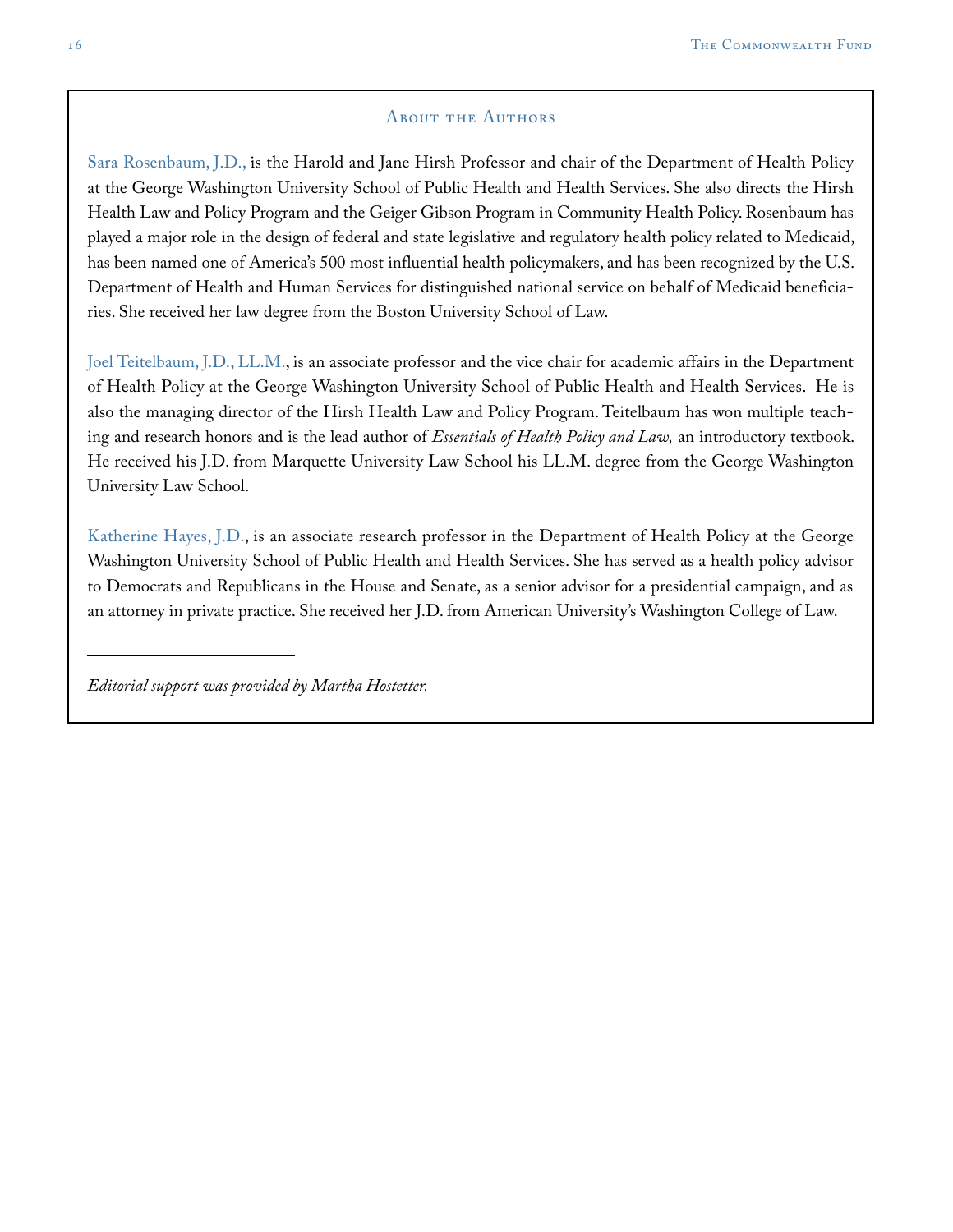## About the Authors

Sara Rosenbaum, J.D., is the Harold and Jane Hirsh Professor and chair of the Department of Health Policy at the George Washington University School of Public Health and Health Services. She also directs the Hirsh Health Law and Policy Program and the Geiger Gibson Program in Community Health Policy. Rosenbaum has played a major role in the design of federal and state legislative and regulatory health policy related to Medicaid, has been named one of America's 500 most influential health policymakers, and has been recognized by the U.S. Department of Health and Human Services for distinguished national service on behalf of Medicaid beneficiaries. She received her law degree from the Boston University School of Law.

Joel Teitelbaum, J.D., LL.M., is an associate professor and the vice chair for academic affairs in the Department of Health Policy at the George Washington University School of Public Health and Health Services. He is also the managing director of the Hirsh Health Law and Policy Program. Teitelbaum has won multiple teaching and research honors and is the lead author of *Essentials of Health Policy and Law,* an introductory textbook. He received his J.D. from Marquette University Law School his LL.M. degree from the George Washington University Law School.

Katherine Hayes, J.D., is an associate research professor in the Department of Health Policy at the George Washington University School of Public Health and Health Services. She has served as a health policy advisor to Democrats and Republicans in the House and Senate, as a senior advisor for a presidential campaign, and as an attorney in private practice. She received her J.D. from American University's Washington College of Law.

---

*Editorial support was provided by Martha Hostetter.*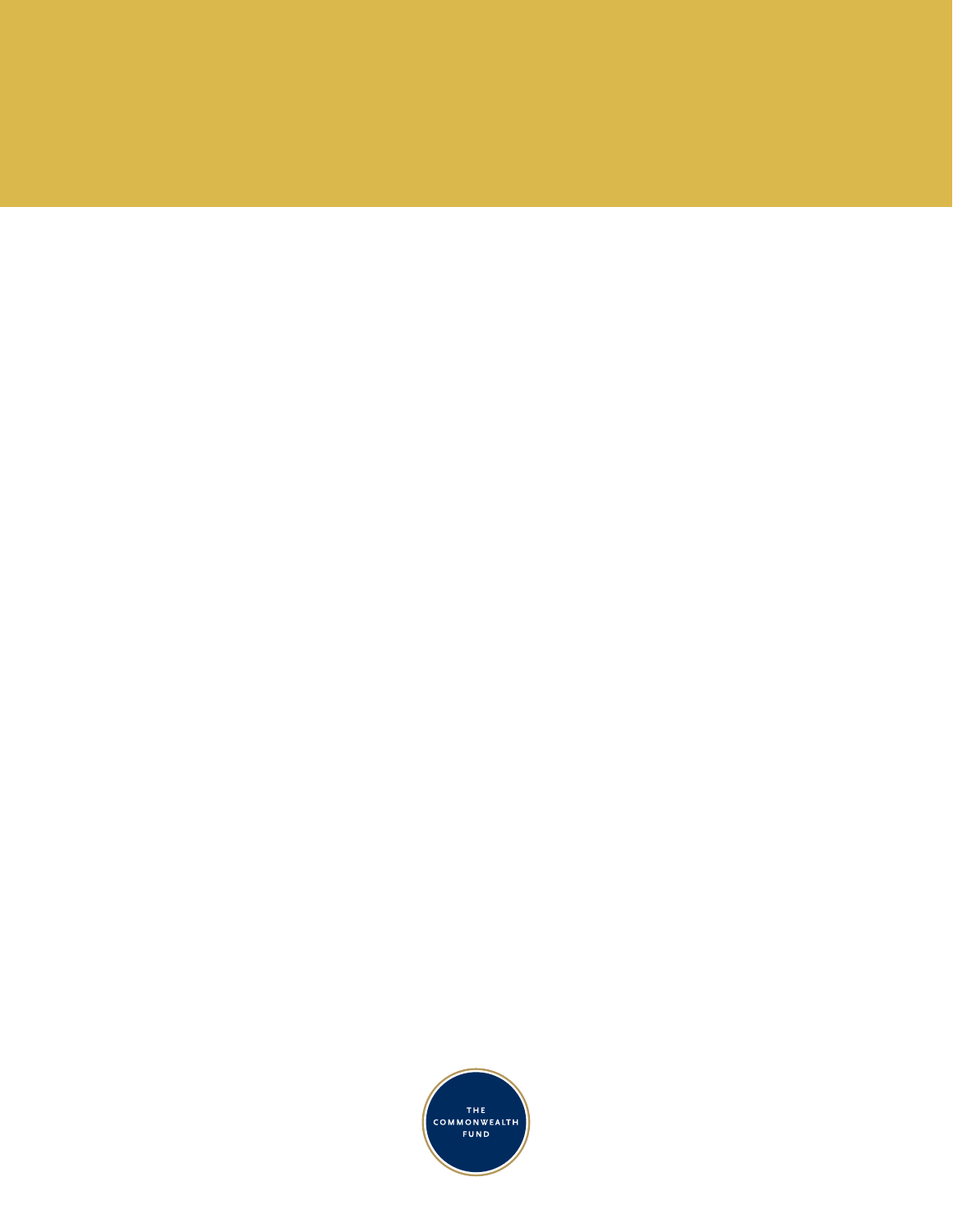THE COMMONWEALTH FUND